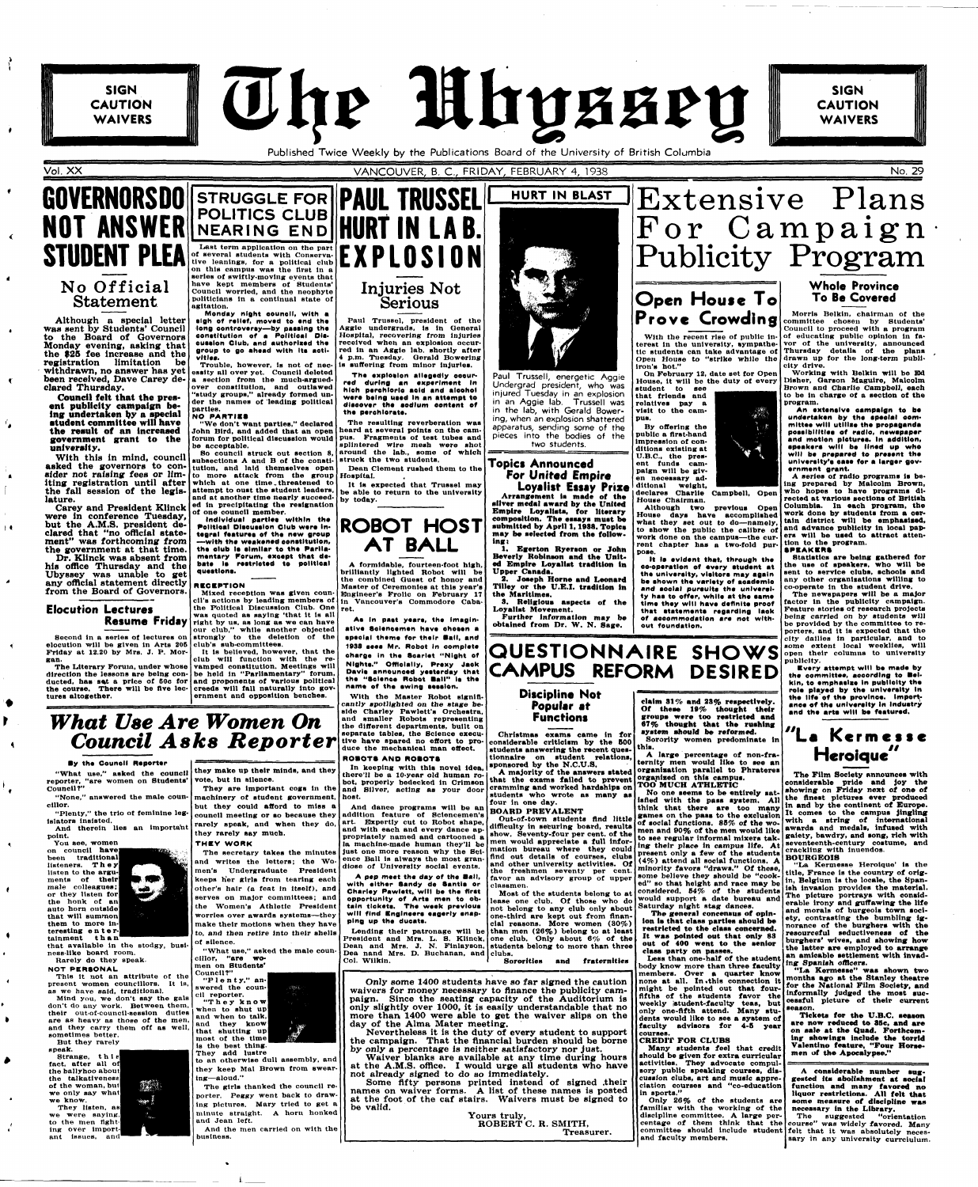SIGN CAUTION WAIVERS

# The Ubyssey

Published Twice Weekly by the Publications Board of the University of British Columbia

Vol. XX — VANCOUVER, B. C., FRIDAY, FEBRUARY 4, 1938 — No. 29

# GOVERNORS DO NOT ANSWER STUDENT PLEA

## No Official Statement

Although a special letter was sent by Students' Council to the Board of Governors Monday evening, asking that the $25 fee increase and the registration limitation be withdrawn, no answer has yet been received, Dave Carey declared Thursday.

Council felt that the present publicity campaign being undertaken by a special student committee will have the result of an increased government grant to the university.

With this in mind, council asked the governors to consider not raising fees or limiting registration until after the fall session of the legislature.

Carey and President Klinck were in conference Tuesday, but the A.M.S. president declared that "no official statement" was forthcoming from the government at that time.

Dr. Klinck was absent from his office Thursday and the Ubyssey was unable to get any official statement directly from the Board of Governors.

## Elocution Lectures Resume Friday

Second in a series of lectures on elocution will be given in Arts 205 Friday at 12.20 by Mrs. J. P. Morgan.

The Literary Forum, under whose direction the lessons are being conducted, has set a price of 50c for the course. There will be five lectures altogether.

# STRUGGLE FOR POLITICS CLUB NEARING END

Last term application on the part of several students with Conservative leanings, for a political club on this campus was the first in a series of swiftly-moving events that have kept members of Students' Council worried, and the neophyte politicians in a continual state of agitation.

**Monday night council, with a sigh of relief, moved to end the long controversy—by passing the constitution of a Political Discussion Club, and authorized the group to go ahead with its activities.**

Trouble, however, is not of necessity all over yet. Council deleted a section from the much-argued-over constitution, and outlawed "study groups," already formed under the names of leading political parties.

**NO PARTIES**

"We don't want parties," declared John Bird, and added that an open forum for political discussion would be acceptable.

So council struck out section 8, subsections A and B of the constitution, and laid themselves open to more attack from the group which at one time threatened to attempt to oust the student leaders, and at another time nearly succeeded in precipitating the resignation of one council member.

**Individual parties within the Political Discussion Club were integral features of the new group —with the weakened constitution, the club is similar to the Parliamentary Forum, except that debate is restricted to political questions.**

**RECEPTION**

Mixed reception was given council's actions by leading members of the Political Discussion Club. One was quoted as saying 'that it is all right by us, as long as we can have our club," while another objected strongly to the deletion of the club's sub-committees.

It is believed, however, that the club will function with the revamped constitution. Meetings will be held in "Parliamentary" form, and proponents of various political creeds will fall naturally into government and opposition benches.

# PAUL TRUSSEL HURT IN LAB. EXPLOSION

## Injuries Not Serious

Paul Trussel, president of the Aggie undergrads, is in General Hospital, recovering from injuries received when an explosion occurred in an Aggie lab. shortly after 4 p.m. Tuesday. Gerald Bowering is suffering from minor injuries.

**The explosion allegedly occurred during an experiment in which perchloric acid and alcohol were being used in an attempt to discover the sodium content of the perchlorate.**

The resulting reverberation was heard at several points on the campus. Fragments of test tubes and splintered wire mesh were shot around the lab., some of which struck the two students.

Dean Clement rushed them to the Hospital.

It is expected that Trussel may be able to return to the university by today.

# HURT IN BLAST

Paul Trussell, energetic Aggie Undergrad president, who was injured Tuesday in an explosion in an Aggie lab. Trussell was in the lab, with Gerald Bowering, when an explosion shattered apparatus, sending some of the pieces into the bodies of the two students.

# ROBOT HOST AT BALL

A formidable, fourteen-foot high, brilliantly lighted Robot will be the combined Guest of honor and Master of Ceremonies at this year's Engineer's Frolic on February 17 in Vancouver's Commodore Cabaret.

**As in past years, the imaginative Scienceman have chosen a special theme for their Ball, and 1938 sees Mr. Robot in complete charge in the Scarlet "Night of Nights." Officially, Prexy Jack Davis announced yesterday that the "Science Robot Ball" is the name of the swing session.**

With the Master Robot significantly spotlighted on the stage beside Charley Pawlett's Orchestra, and smaller Robots representing the different departments, built on separate tables, the Science executive have spared no effort to produce the mechanical man effect.

**ROBOTS AND ROBOTS**

In keeping with this novel idea, there'll be a 10-year old human robot, properly bedecked in Crimson and Silver, acting as your door host.

And dance programs will be an addition feature of Sciencemen's art. Expertly cut to Robot shape, and with each and every dance appropriately named and cartooned a la machine-made human they'll be just one more reason why the Science Ball is always the most grandiose of University social events.

**A pep meet the day of the Ball, with either Sandy de Santis or Charley Pawlett, will be the first opportunity of Arts men to obtain tickets. The week previous will find Engineers eagerly snapping up the ducats.**

Lending their patronage will be President and Mrs. L. S. Klinck, Dean and Mrs. J. N. Finlayson, Dea nand Mrs. D. Buchanan, and Col. Wilkin.

## Topics Announced For United Empire Loyalist Essay Prize

Arrangement is made of the silver medal award by the United Empire Loyalists, for literary composition. The essays must be submitted by April 1, 1938. Topics may be selected from the following:

1. Egerton Ryerson or John Beverly Robinson and the United Empire Loyalist tradition in Upper Canada.
2. Joseph Horne and Leonard Tilley or the U.E.I. tradition in the Maritimes.
3. Religious aspects of the Loyalist Movement.

Further information may be obtained from Dr. W. N. Sage.

# Extensive Plans For Campaign Publicity Program

## Whole Province To Be Covered

Morris Belkin, chairman of the committee chosen by Students' Council to proceed with a program of educating public opinion in favor of the university, announced Thursday details of the plans drawn up for the long-term publicity drive.

Working with Belkin will be Ed Disher, Garson Maguire, Malcolm Brown and Charlie Campbell, each to be in charge of a section of the program.

**An extensive campaign to be undertaken by the special committee will utilize the propaganda possibilities of radio, newspaper and motion pictures. In addition, speakers will be lined up who will be prepared to present the university's case for a larger government grant.**

A series of radio programs is being prepared by Malcolm Brown, who hopes to have programs directed at various sections of British Columbia. In each program, the work done by students from a certain district will be emphasized, and advance publicity in local papers will be used to attract attention to the program.

**SPEAKERS**

Statistics are being gathered for the use of speakers, who will be sent to service clubs, schools and any other organizations willing to co-operate in the student drive.

The newspapers will be a major factor in the publicity campaign. Feature stories of research projects being carried on by students will be provided by the committee to reporters, and it is expected that the city dailies in particular, and to some extent local weeklies, will open their columns to university publicity.

**Every attempt will be made by the committee, according to Belkin, to emphasize in publicity the role played by the university in the life of the province. Importance of the university in industry and the arts will be featured.**

## Open House To Prove Crowding

With the recent rise of public interest in the university, sympathetic students can take advantage of Open House to "strike while the iron's hot."

On February 12, date set for Open House, it will be the duty of every student to see that friends and relatives pay a visit to the campus.

By offering the public a first-hand impression of conditions existing at U.B.C., the present funds campaign will be given necessary additional weight, declares Charlie Campbell, Open House Chairman.

Although two previous Open House days have accomplished what they set out to do—namely, to show the public the calibre of work done on the campus—the current chapter has a two-fold purpose.

**It is evident that, through the co-operation of every student at the university, visitors may again be shown the variety of academic and social pursuits the university has to offer, while at the same time they will have definite proof that statements regarding lack of accommodation are not without foundation.**

# QUESTIONNAIRE SHOWS CAMPUS REFORM DESIRED

## Discipline Not Popular at Functions

Christmas exams came in for considerable criticism by the 500 students answering the recent questionnaire on student relations, sponsored by the N.C.U.S.

A majority of the answers stated that the exams failed to prevent cramming and worked hardships on students who wrote as many as four in one day.

**BOARD PREVALENT**

Out-of-town students find little difficulty in securing board, results show. Seventy-four per cent. of the men would appreciate a full information bureau where they could find out details of courses, clubs and other university activities. Of the freshmen seventy per cent. favor an advisory group of upper classmen.

Most of the students belong to at lease one club. Of those who do not belong to any club only about one-third are kept out from financial reasons. More women (30%) than men (26%) belong to at least one club. Only about 6% of the students belong to more than three clubs.

**Sororities and fraternities** claim 31% and 23% respectively. Of these 19% thought their groups were too restricted and 67% thought that the rushing system should be reformed.

Sorority women predominate in this.

A large percentage of non-fraternity men would like to see an organization parallel to Phrateres organized on this campus.

**TOO MUCH ATHLETIC**

No one seems to be entirely satisfied with the pass system. All think that there are too many games on the pass to the exclusion of social functions. 85% of the women and 90% of the men would like to see regular informal mixers taking their place in campus life. At present only a few of the students (4%) attend all social functions. A minority favors "draws." Of these, some believe they should be "cooked" so that height and race may be considered. 54% of the students would support a date bureau and Saturday night stag dances.

**The general concensus of opinion is that class parties should be restricted to the class concerned. It was pointed out that only 83 out of 400 went to the senior class party on passes.**

Less than one-half of the student body know more than three faculty members. Over a quarter know none at all. In this connection it might be pointed out that four-fifths of the students favor the weekly student-faculty teas, but only one-fifth attend. Many students would like to see a system of faculty advisors for 4-5 year courses.

**CREDIT FOR CLUBS**

Many students feel that credit should be given for extra curricular activities. They advocate compulsory public speaking courses, discussion clubs, art and music appreciation courses and "co-education in sports."

Only 26% of the students are familiar with the working of the discipline committee. A large percentage of them think that the committee should include student and faculty members.

# What Use Are Women On Council Asks Reporter

By the Council Reporter

"What use," asked the council reporter, "are women on Students' Council?"

"None," answered the male councillor.

"Plenty," the trio of feminine legislators insisted.

And therein lies an important point.

You see, women on council have been traditional listeners. They listen to the arguments of their male colleagues; or they listen for the honk of an auto horn outside that will summon them to more interesting entertainment than that available in the stodgy, business-like board room.

Rarely do they speak.

**NOT PERSONAL**

This it not an attribute of the present women councillors. It is, as we have said, traditional.

Mind you, we don't say the gals don't do any work. Between them, their out-of-council-session duties are as heavy as those of the men, and they carry them off as well, sometimes better.

But they rarely speak.

Strange, this fact, after all of the ballyhoo about the talkativeness of the woman, but we only say what we know.

They listen, as we were saying, to the men fighting over important issues, and they make up their minds, and they vote, but in silence.

They are important cogs in the machinery of student government, but they could afford to miss a council meeting or so because they rarely speak, and when they do, they rarely say much.

**THEY WORK**

The secretary takes the minutes and writes the letters; the Women's Undergraduate President keeps her girls from tearing each other's hair (a feat in itself), and serves on major committees; and the Women's Athletic President worries over awards systems—they make their motions when they have to, and then retire into their shells of silence.

"What use," asked the male councillor, "are women on Students' Council?"

"Plenty," answered the council reporter.

"They know when to shut up and when to talk, and they know that shutting up most of the time is the best thing. They add lustre to an otherwise dull assembly, and they keep Mal Brown from swearing—aloud."

The girls thanked the council reporter. Peggy went back to drawing pictures. Mary tried to get a minute straight. A horn honked and Jean left.

And the men carried on with the business.

---

Only some 1400 students have so far signed the caution waivers for money necessary to finance the publicity campaign. Since the seating capacity of the Auditorium is only slightly over 1000, it is easily understandable that no more than 1400 were able to get the waiver slips on the day of the Alma Mater meeting.

Nevertheless it is the duty of every student to support the campaign. That the financial burden should be borne by only a percentage is neither satisfactory nor just.

Waiver blanks are available at any time during hours at the A.M.S. office. I would urge all students who have not already signed to do so immediately.

Some fifty persons printed instead of signed their names on waiver forms. A list of these names is posted at the foot of the caf stairs. Waivers must be signed to be valid.

Yours truly,
ROBERT C. R. SMITH,
Treasurer.

---

# "La Kermesse Heroique"

The Film Society announces with considerable pride and joy the showing on Friday next of one of the finest pictures ever produced in and by the continent of Europe. It comes to the campus jingling with a string of international awards and medals, infused with gaiety, bawdry, and song, rich with seventeenth-century costume, and crackling with innuendo.

**BOURGEOIS**

"La Kermesse Heroique" is the title, France is the country of origin, Belgium is the locale, the Spanish invasion provides the material. The picture portrays with considerable irony and guffawing the life and morals of burgeois town society, contrasting the bumbling ignorance of the burghers with the resourceful seductiveness of the burghers' wives, and showing how the latter are employed to arrange an amicable settlement with invading Spanish officers.

"La Kermesse" was shown two months ago at the Stanley theatre for the National Film Society, and informally judged the most successful picture of their current season.

**Tickets for the U.B.C. season are now reduced to 35c, and are on sale at the Quad. Forthcoming showings include the torrid Valentino feature, "Four Horsemen of the Apocalypse."**

---

A considerable number suggested its abolishment at social function and many favored no liquor restrictions. All felt that some measure of discipline was necessary in the Library.

The suggested "orientation course" was widely favored. Many felt that it was absolutely necessary in any university curriculum.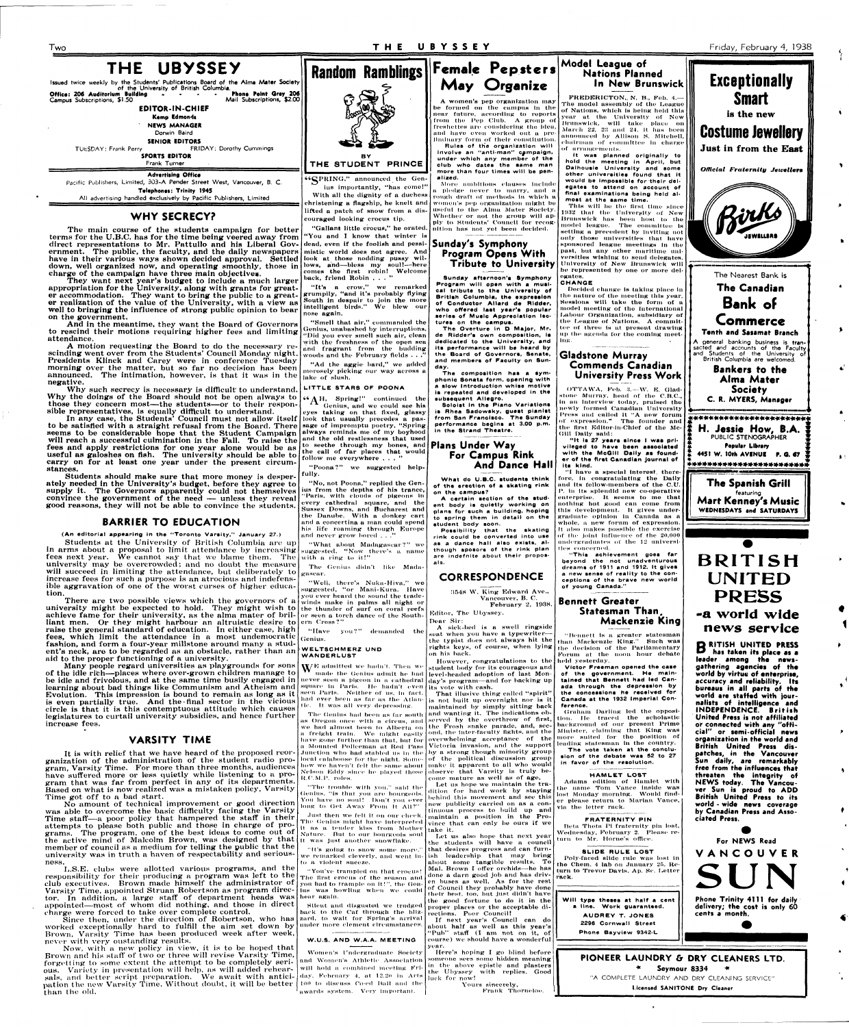# THE UBYSSEY

Issued twice weekly by the Students' Publications Board of the Alma Mater Society of the University of British Columbia.

Office: 206 Auditorium Building - - - Phone Point Grey 206
Campus Subscriptions, $1.50 Mail Subscriptions, $2.00

**EDITOR-IN-CHIEF**
Kemp Edmonds

**NEWS MANAGER**
Dorwin Baird

**SENIOR EDITORS**
TUESDAY: Frank Perry FRIDAY: Dorothy Cummings

**SPORTS EDITOR**
Frank Turner

**Advertising Office**
Pacific Publishers, Limited, 303-A Pender Street West, Vancouver, B. C.
Telephone: Trinity 1945
All advertising handled exclusively by Pacific Publishers, Limited

## WHY SECRECY?

The main course of the students campaign for better terms for the U.B.C. has for the time being veered away from direct representations to Mr. Pattullo and his Liberal Government. The public, the faculty, and the daily newspapers have in their various ways shown decided approval. Settled down, well organized now, and operating smoothly, those in charge of the campaign have three main objectives.

They want next year's budget to include a much larger appropriation for the University, along with grants for greater accommodation. They want to bring the public to a greater realization of the value of the University, with a view as well to bringing the influence of strong public opinion to bear on the government.

And in the meantime, they want the Board of Governors to rescind their motions requiring higher fees and limiting attendance.

A motion requesting the Board to do the necessary rescinding went over from the Students' Council Monday night. Presidents Klinck and Carey were in conference Tuesday morning over the matter, but so far no decision has been announced. The intimation, however, is that it was in the negative.

Why such secrecy is necessary is difficult to understand. Why the doings of the Board should not be open always to those they concern most—the students—or to their responsible representatives, is equally difficult to understand.

In any case, the Students' Council must not allow itself to be satisfied with a straight refusal from the Board. There seems to be considerable hope that the Student Campaign will reach a successful culmination in the Fall. To raise the fees and apply restrictions for one year alone would be as useful as galoshes on fish. The university should be able to carry on for at least one year under the present circumstances.

Students should make sure that more money is desperately needed in the University's budget, before they agree to supply it. The Governors apparently could not themselves convince the government of the need — unless they reveal good reasons, they will not be able to convince the students.

## BARRIER TO EDUCATION

(An editorial appearing in the "Toronto Varsity," January 27.)

Students at the University of British Columbia are up in arms about a proposal to limit attendance by increasing fees next year. We cannot say that we blame them. The university may be overcrowded; and no doubt the measure will succeed in limiting the attendance, but deliberately to increase fees for such a purpose is an atrocious and indefensible aggravation of one of the worst curses of higher education.

There are two possible views which the governors of a university might be expected to hold. They might wish to achieve fame for their university, as the alma mater of brilliant men. Or they might harbour an altruistic desire to raise the general standard of education. In either case, high fees, which limit the attendance in a most undemocratic fashion, and form a four-year millstone around many a student's neck, are to be regarded as an obstacle, rather than an aid to the proper functioning of a university.

Many people regard universities as playgrounds for sons of the idle rich—places where over-grown children manage to be idle and frivolous, and at the same time busily engaged in learning about bad things like Communism and Atheism and Evolution. This impression is bound to remain as long as it is even partially true. And the final sector in the vicious circle is that it is this contemptuous attitude which causes legislatures to curtail university subsidies, and hence further increase fees.

## VARSITY TIME

It is with relief that we have heard of the proposed reorganization of the administration of the student radio program, Varsity Time. For more than three months, audiences have suffered more or less quietly while listening to a program that was far from perfect in any of its departments. Based on what is now realized was a mistaken policy, Varsity Time got off to a bad start.

No amount of technical improvement or good direction was able to overcome the basic difficulty facing the Varsity Time staff—a poor policy that hampered the staff in their attempts to please both public and those in charge of programs. The program, one of the best ideas to come out of the active mind of Malcolm Brown, was designed by that member of council as a medium for telling the public that the university was in truth a haven of respectability and seriousness.

L.S.E. clubs were allotted various programs, and the responsibility for their producing a program was left to the club executives. Brown made himself the administrator of Varsity Time, appointed Struan Robertson as program director. In addition, a large staff of department heads was appointed—most of whom did nothing, and those in direct charge were forced to take over complete control.

Since then, under the direction of Robertson, who has worked exceptionally hard to fulfill the aim set down by Brown, Varsity Time has been produced week after week, never with very outstanding results.

Now, with a new policy in view, it is to be hoped that Brown and his staff of two or three will revise Varsity Time, forgetting to some extent the attempt to be completely serious. Variety in presentation will help, as will added rehearsals, and better script preparation. We await with anticipation the new Varsity Time. Without doubt, it will be better than the old.

# Random Ramblings

BY
THE STUDENT PRINCE

"SPRING," announced the Genius importantly, "has come!"

With all the dignity of a duchess christening a flagship, he knelt and lifted a patch of snow from a discouraged looking crocus tip.

"Gallant little crocus," he orated. "You and I know that winter is dead, even if the foolish and pessimistic world does not agree. And look at those nodding pussy willows, and—bless my soul!—here comes the first robin! Welcome back, friend Robin . . ."

"It's a crow," we remarked grumpily, "and it's probably flying South in despair to join the more intelligent birds." We blew our nose again.

"Smell that air," commanded the Genius, unabashed by interruptions. "Did you ever smell such air, clean with the freshness of the open sea and fragrant from the budding woods and the February fields . . ."

"Ad the aggie bard," we added morosely picking our way across a lake of slush.

### LITTLE STARS OF POONA

"AH, Spring!" continued the Genius, and we could see his eyes taking on that fixed, glassy look that usually precedes a passage of impromptu poetry. "Spring always reminds me of my boyhood and the old restlessness that used to seethe through my bones, and the call of far places that would follow me everywhere . . ."

"Poona?" we suggested helpfully.

"No, not Poona," replied the Genius from the depths of his trance. "Paris, with clouds of pigeons in every cathedral square, and the Sussex Downs, and Bucharest and the Danube. With a donkey cart and a concertina a man could spend his life roaming through Europe and never grow bored . . ."

"What about Madagascar?" we suggested. "Now there's a name with a ring to it!"

The Genius didn't like Madagascar.

"Well, there's Nuka-Hiva," we suggested, "or Mani-Kura. Have you ever heard the sound the tradewinds make in palms all night or the thunder of surf on coral reefs or seen a torch dance of the Southern Cross?"

"Have you?" demanded the Genius.

### WELTSCHMERZ UND WANDERLUST

WE admitted we hadn't. Then we made the Genius admit he had never seen a pigeon in a cathedral square in Paris. He hadn't even seen Paris. Neither of us, in fact, had ever been as far as the Atlantic. It was all very depressing.

The Genius had been as far south as Oregon once with a circus, and we had almost been to Alberta on a freight train. We might easily have gone further than that, but for a Mounted Policeman at Red Pass Junction who had stabled us in the local calaboose for the night. Somehow we haven't felt the same about Nelson Eddy since he played those R.C.M.P. roles.

"The trouble with you," said the Genius, "is that you are bourgeois. You have no soul! Don't you ever long to Get Away From It All?"

Just then we fell it on our cheek. The Genius might have interpreted it as a tender kiss from Mother Nature. But to our bourgeois soul it was just another snowflake.

"It's going to snow some more," we remarked cleverly, and went into a violent sneeze.

"You've trampled on that crocus! The first crocus of the season and you had to trample on it!" the Genius was howling when we could hear again.

Silent and disgusted we trudged back to the Caf through the blizzard, to wait for Spring's arrival under more clement circumstances.

### W.U.S. AND W.A.A. MEETING

Women's Undergraduate Society and Women's Athletic Association will hold a combined meeting Friday, February 4, at 12:30 in Arts 100 to discuss Co-ed Ball and the awards system. Very important.

# Female Pepsters May Organize

A women's pep organization may be formed on the campus in the near future, according to reports from the Pep Club. A group of freshettes are considering the idea, and have even worked out a preliminary form of their constitution.

**Rules of the organization will involve an "anti-man" campaign, under which any member of the club who dates the same man more than four times will be penalized.**

More ambitious clauses include a pledge never to marry, and a rough draft of methods in which a women's pep organization might be useful to the Alma Mater Society. Whether or not the group will apply to Students' Council for recognition has not yet been decided.

## Sunday's Symphony Program Opens With Tribute to University

**Sunday afternoon's Symphony Program will open with a musical tribute to the University of British Columbia, the expression of Conductor Allard de Ridder, who offered last year's popular series of Music Appreciation lectures on the campus.**

**The Overture in D Major, Mr. de Ridder's own composition, is dedicated to the University, and its performance will be heard by the Board of Governors, Senate, and members of Faculty on Sunday.**

**The composition has a symphonic Sonata form, opening with a slow introduction whose motive is repeated and developed in the subsequent Allegro.**

**Soloist in the Piano Variations is Rose Saslowsky, guest pianist from San Francisco. The Sunday performance begins at 3.00 p.m. in the Strand Theatre.**

## Plans Under Way For Campus Rink And Dance Hall

**What do U.B.C. students think of the erection of a skating rink on the campus?**

**A certain section of the student body is quietly working on plans for such a building, hoping to spring them in detail on the student body soon.**

**Possibility that the skating rink could be converted into use as a dance hall also exists, although sposors of the rink plan are indefinite about their proposals.**

## CORRESPONDENCE

3548 W. King Edward Ave.,
Vancouver, B. C.
February 2, 1938.

Editor, The Ubyssey.

Dear Sir:

A sick-bed is a swell ringside seat when you have a typewriter—the typist does not always hit the rights keys, of course, when lying on his back.

However, congratulations to the student body for its courageous and level-headed adoption of last Monday's program—and for backing up its vote with cash.

That illusive thing called "spirit" is not built up overnight nor is it maintained by simply sitting back and wanting it. The indications observed by the overthrow of first, the Frosh snake parade, and second, the inter-faculty fights, and the overwhelming acceptance of the Victoria invasion, and the support by a strong though minority group of the political discussion group make it apparent to all who would observe that Varsity is truly become mature as well as of age.

Let us hope we maintain the tradition for hard work by staying behind this movement and see this new publicity carried on as a continuous process to build up and maintain a position in the Province that can only be ours if we take it.

Let us also hope that next year the students will have a council that desires progress and can furnish leadership that may bring about some tangible results. To Mal. Brown I offer orchids—he has done a darn good job and has driven on buses as well. As for the rest of Council they probably have done their best, too, but just didn't have the good fortune to do it in the proper places or the acceptable directions. Poor Council!

If next year's Council can do about half as well as this year's "Pub" staff (I am not on it, of course) we should have a wonderful year.

Here's hoping I go blind before someone sees some hidden meaning in the above epistle and plasters the Ubyssey with replies. Good luck for now!

Yours sincerely,
Frank Thornloe.

# Model League of Nations Planned In New Brunswick

FREDERICTON, N. B., Feb. 4.—The model assembly of the League of Nations, which is being held this year at the University of New Brunswick, will take place on March 22, 23 and 24, it has been announced by Allison S. Mitchell, chairman of committee in charge of arrangements.

**It was planned originally to hold the meeting in April, but Dalhousie University and some other universities found that it would be impossible for their delegates to attend on account of final examinations being held almost at the same time.**

This will be the first time since 1932 that the University of New Brunswick has been host to the model league. The committee is setting a precedent by inviting not only those universities that have sponsored league meetings in the past, but any other maritime universities wishing to send delegates. University of New Brunswick will be represented by one or more delegates.

**CHANGE**

Decided change is taking place in the nature of the meeting this year. Sessions will take the form of a model meeting of the International Labour Organization, subsidiary of the League of Nations. A committee of three is at present drawing up the agenda for the coming meeting.

## Gladstone Murray Commends Canadian University Press Work

OTTAWA, Feb. 3.—W. E. Gladstone Murray, head of the C.B.C., in an interview today, praised the newly formed Canadian University Press and called it "A new forum of expression." The founder and the first Editor-in-Chief of the McGill Daily said:

**"It is 27 years since I was privileged to have been associated with the McGill Daily as founder of the first Canadian journal of its kind.**

"I have a special interest, therefore, in congratulating the Daily and its fellow-members of the C.U.P. in its splendid new co-operative enterprise. It seems to me that nothing but good can come from this development. It gives undergraduate opinion in Canada as a whole, a new forum of expression. It also makes possible the exercise of the joint influence of the 20,000 undergraduates of the 12 universities concerned.

**"This achievement goes far beyond the not unadventurous dreams of 1911 and 1912. It gives a new sense of reality to the conceptions of the brave new world of young Canada."**

## Bennett Greater Statesman Than Mackenzie King

"Bennett is a greater statesman than Mackenzie King." Such was the decision of the Parliamentary Forum at the noon hour debate held yesterday.

**Victor Freeman opened the case of the government. He maintained that Bennett had led Canada through the depression by the concessions he received for Canada at the 1932 Imperial Conference.**

Graham Darling led the opposition. He traced the scholastic background of our present Prime Minister, claiming that King was more suited for the position of leading statesman in the country.

**The vote taken at the conclusion of the debate was 52 to 27 in favor of the resolution.**

**HAMLET LOST**

Adams edition of Hamlet with the name Tom Vance inside was lost Monday morning. Would finder please return to Marian Vance, via the letter rack.

**FRATERNITY PIN**

Beta Theta Pi fraternity pin lost, Wednesday, February 2. Please return to Mr. Horne's office.

**SLIDE RULE LOST**

Poly-faced slide rule was lost in the Chem. 4 lab on January 25. Return to Trevor Davis, Ap. Sc. Letter rack.

**Will type theses at half a cent a line. Work guaranteed.**
**AUDREY T. JONES**
**2296 Cornwall Street**
**Phone Bayview 9342-L**

# Exceptionally Smart

is the new

# Costume Jewellery

Just in from the East

*Official Fraternity Jewellers*

Birks JEWELLERS

The Nearest Bank is

**The Canadian Bank of Commerce**

Tenth and Sasamat Branch

A general banking business is transacted and accounts of the Faculty and Students of the University of British Columbia are welcomed.

**Bankers to the Alma Mater Society**

C. R. MYERS, Manager

**H. Jessie How, B.A.**
PUBLIC STENOGRAPHER
Popular Library
4451 W. 10th AVENUE P. G. 67

**The Spanish Grill**
featuring
**Mart Kenney's Music**
WEDNESDAYS and SATURDAYS

# BRITISH UNITED PRESS

## -a world wide news service

**BRITISH UNITED PRESS has taken its place as a leader among the news-gathering agencies of the world by virtue of enterprise, accuracy and reliability. Its bureaus in all parts of the world are staffed with journalists of intelligence and INDEPENDENCE. British United Press is not affiliated or connected with any "official" or semi-official news organization in the world and British United Press dispatches, in the Vancouver Sun daily, are remarkably free from the influences that threaten the integrity of NEWS today. The Vancouver Sun is proud to ADD British United Press to its world-wide news coverage by Canadian Press and Associated Press.**

For NEWS Read

VANCOUVER

# SUN

Phone Trinity 4111 for daily delivery; the cost is only 60 cents a month.

**PIONEER LAUNDRY & DRY CLEANERS LTD.**
Seymour 8334
"A COMPLETE LAUNDRY AND DRY CLEANING SERVICE"
Licensed SANITONE Dry Cleaner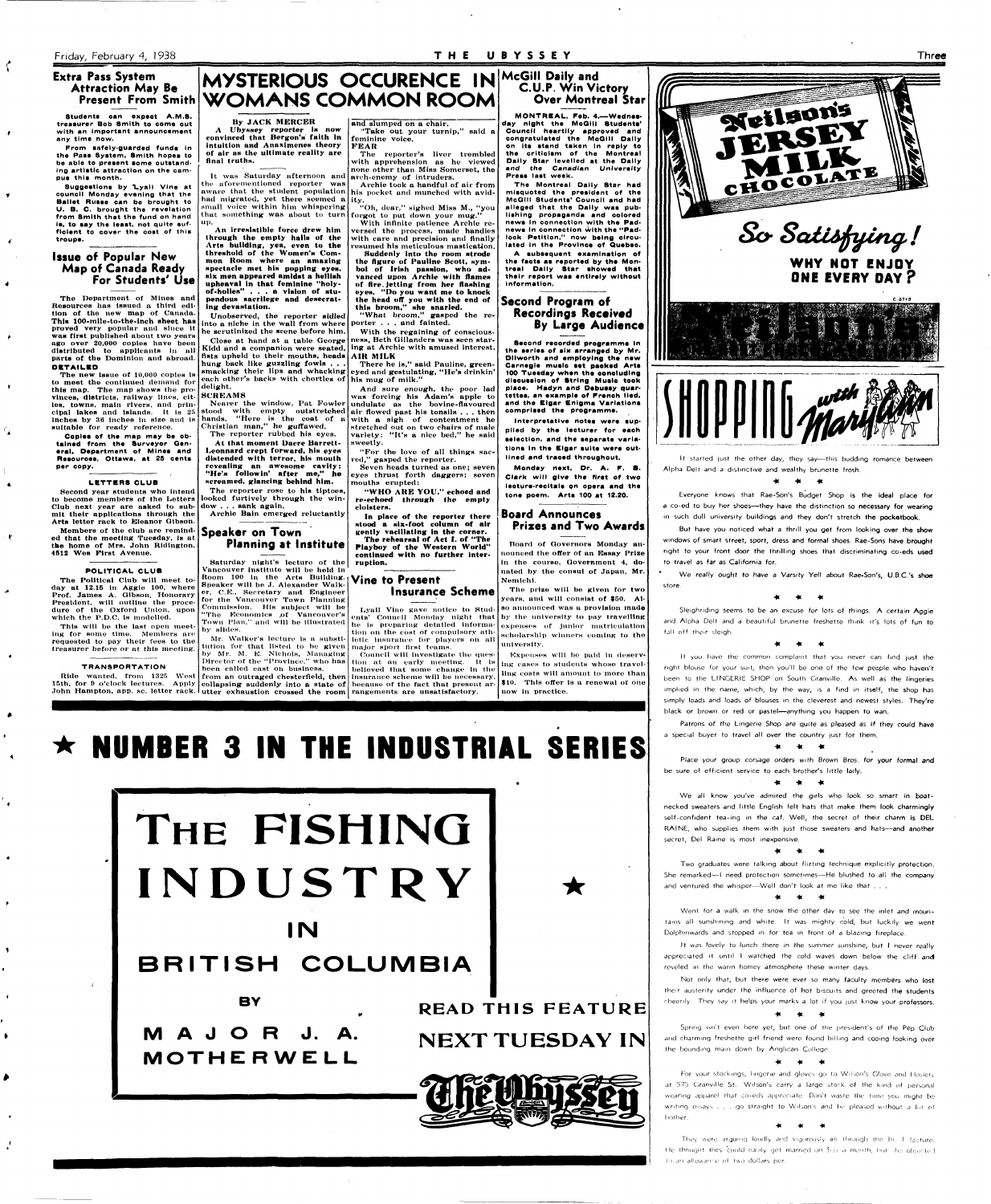## Extra Pass System Attraction May Be Present From Smith

**Students can expect A.M.S. treasurer Bob Smith to come out with an important announcement any time now.**

**From safely-guarded funds in the Pass System, Smith hopes to be able to present some outstanding artistic attraction on the campus this month.**

**Suggestions by Lyall Vine at council Monday evening that the Ballet Russe can be brought to U. B. C. brought the revelation from Smith that the fund on hand is, to say the least, not quite sufficient to cover the cost of this troupe.**

## Issue of Popular New Map of Canada Ready For Students' Use

The Department of Mines and Resources has issued a third edition of the new map of Canada. This 100-mile-to-the-inch sheet has proved very popular and since it was first published about two years ago over 20,000 copies have been distributed to applicants in all parts of the Dominion and abroad.

**DETAILED**

The new issue of 10,000 copies is to meet the continued demand for this map. The map shows the provinces, districts, railway lines, cities, towns, main rivers, and principal lakes and islands. It is 25 inches by 36 inches in size and is suitable for ready reference.

**Copies of the map may be obtained from the Surveyor General, Department of Mines and Resources, Ottawa, at 25 cents per copy.**

### LETTERS CLUB

Second year students who intend to become members of the Letters Club next year are asked to submit their applications through the Arts letter rack to Eleanor Gibson.

**Members of the club are reminded that the meeting Tuesday, is at the home of Mrs. John Ridington, 4512 Wes First Avenue.**

### POLITICAL CLUB

The Political Club will meet today at 12.15 in Aggie 100, where Prof. James A. Gibson, Honorary President, will outline the procedure of the Oxford Union, upon which the P.C.C. is modelled.

This will be the last open meeting for some time. Members are requested to pay their fees to the treasurer before or at this meeting.

### TRANSPORTATION

Ride wanted, from 1325 West 15th, for 9 o'clock lectures. Apply John Hampton, app. sc. letter rack.

# MYSTERIOUS OCCURENCE IN WOMANS COMMON ROOM

By JACK MERCER

**A Ubyssey reporter is now convinced that Bergon's faith in intuition and Anaximenes theory of air as the ultimate reality are final truths.**

It was Saturday afternoon and the aforementioned reporter was aware that the student population had migrated, yet there seemed a small voice within him whispering that something was about to turn up.

**An irresistible force drew him through the empty halls of the Arts building, yea, even to the threshold of the Women's Common Room where an amazing spectacle met his popping eyes. six men appeared amidst a hellish upheaval in that feminine "holy-of-holies" . . . a vision of stupendous sacrilege and desecrating devastation.**

Unobserved, the reporter sidled into a niche in the wall from where he scrutinized the scene before him.

Close at hand at a table George Kidd and a companion were seated, fists upheld to their mouths, heads hung back like guzzling fowls . . . smacking their lips and whacking each other's backs with chortles of delight.

**SCREAMS**

Nearer the window, Pat Fowler stood with empty outstretched hands. "Here is the coat of a Christian man," he guffawed.

The reporter rubbed his eyes.

**At that moment Dacre Barrett-Leonnard crept forward, his eyes distended with terror, his mouth revealing an awesome cavity: "He's followin' after me," he screamed, glancing behind him.**

The reporter rose to his tiptoes, looked furtively through the window . . . sank again.

Archie Bain emerged reluctantly and slumped on a chair.

"Take out your turnip," said a feminine voice.

**FEAR**

The reporter's liver trembled with apprehension as he viewed none other than Miss Somerset, the arch-enemy of intruders.

Archie took a handful of air from his pocket and munched with avidity.

"Oh, dear," sighed Miss M., "you forgot to put down your mug."

With infinite patience Archie reversed the process, made handles with care and precision and finally resumed his meticulous mastication.

**Suddenly into the room strode the figure of Pauline Scott, symbol of Irish passion, who advanced upon Archie with flames of fire jetting from her flashing eyes. "Do you want me to knock the head off you with the end of this broom," she snarled.**

"What broom," gasped the reporter . . . and fainted.

With the regaining of consciousness, Beth Gillanders was seen staring at Archie with amused interest.

**AIR MILK**

There he is," said Pauline, greeneyed and gestulating, "He's drinkin' his mug of milk."

And sure enough, the poor lad was forcing his Adam's apple to undulate as the bovine-flavoured air flowed past his tonsils . . . then with a sigh of contentment he stretched out on two chairs of male variety: "It's a nice bed," he said sweetly.

"For the love of all things sacred," gasped the reporter.

Seven heads turned as one; seven eyes thrust forth daggers; seven mouths erupted:

**"WHO ARE YOU," echoed and re-echoed through the empty cloisters.**

**In place of the reporter there stood a six-foot column of air gently vacillating in the corner. The rehearsal of Act I. of "The Playboy of the Western World" continued with no further interruption.**

## Speaker on Town Planning at Institute

Saturday night's lecture of the Vancouver Institute will be held in Room 100 in the Arts Building. Speaker will be J. Alexander Walker, C.E., Secretary and Engineer for the Vancouver Town Planning Commission. His subject will be "The Economics of Vancouver's Town Plan," and will be illustrated by slides.

Mr. Walker's lecture is a substitution for that listed to be given by Mr. M. E. Nichols, Managing Director of the "Province," who has been called east on business.

## Vine to Present Insurance Scheme

Lyall Vine gave notice to Students' Council Monday night that he is preparing detailed information on the cost of compulsory athletic insurance for players on all major sport first teams.

Council will investigate the question at an early meeting. It is believed that some change in the insurance scheme will be necessary, because of the fact that present arrangements are unsatisfactory.

## McGill Daily and C.U.P. Win Victory Over Montreal Star

**MONTREAL, Feb. 4.—Wednesday night the McGill Students' Council heartily approved and congratulated the McGill Daily on its stand taken in reply to the criticism of the Montreal Daily Star levelled at the Daily and the Canadian University Press last week.**

**The Montreal Daily Star had misquoted the president of the McGill Students' Council and had alleged that the Daily was publishing propaganda and colored news in connection with the "Padlock Petition," now being circulated in the Province of Quebec.**

**A subsequent examination of the facts as reported by the Montreal Daily Star showed that their report was entirely without information.**

## Second Program of Recordings Received By Large Audience

**Second recorded programme in the series of six arranged by Mr. Dilworth and employing the new Carnegie music set packed Arts 100 Tuesday when the concluding discussion of String Music took place. Haydn and Debussy quartettes, an example of French lied, and the Elgar Enigma Variations comprised the programme.**

**Interpretative notes were supplied by the lecturer for each selection, and the separate variations in the Elgar suite were outlined and traced throughout.**

**Monday next, Dr. A. F. B. Clark will give the first of two lecture-recitals on opera and the tone poem. Arts 100 at 12.20.**

## Board Announces Prizes and Two Awards

Board of Governors Monday announced the offer of an Essay Prize in the course, Government 4, donated by the consul of Japan, Mr. Nemichi.

The prize will be given for two years, and will consist of $50. Also announced was a provision made by the university to pay travelling expenses of junior matriculation scholarship winners coming to the university.

Expenses will be paid in deserving cases to students whose travelling costs will amount to more than $10. This offer is a renewal of one now in practice.

Neilson's JERSEY MILK CHOCOLATE

So Satisfying!

WHY NOT ENJOY ONE EVERY DAY?

C-3715

# SHOPPING with Mary Ann

It started just the other day, they say—this budding romance between Alpha Delt and a distinctive and wealthy brunette frosh.

\* \* \*

Everyone knows that Rae-Son's Budget Shop is the ideal place for a co-ed to buy her shoes—they have the distinction so necessary for wearing in such dull university buildings and they don't stretch the pocketbook.

But have you noticed what a thrill you get from looking over the show windows of smart street, sport, dress and formal shoes. Rae-Sons have brought right to your front door the thrilling shoes that discriminating co-eds used to travel as far as California for.

We really ought to have a Varsity Yell about Rae-Son's, U.B.C.'s shoe store.

\* \* \*

Sleighriding seems to be an excuse for lots of things. A certain Aggie and Alpha Delt and a beautiful brunette freshette think it's lots of fun to fall off their sleigh.

\* \* \*

If you have the common complaint that you never can find just the right blouse for your suit, then you'll be one of the few people who haven't been to the LINGERIE SHOP on South Granville. As well as the lingeries implied in the name, which, by the way, is a find in itself, the shop has simply loads and loads of blouses in the cleverest and newest styles. They're black or brown or red or pastel—anything you happen to wan.

Patrons of the Lingerie Shop are quite as pleased as if they could have a special buyer to travel all over the country just for them.

\* \* \*

Place your group corsage orders with Brown Bros. for your formal and be sure of efficient service to each brother's little lady.

\* \* \*

We all know you've admired the girls who look so smart in boat-necked sweaters and little English felt hats that make them look charmingly self-confident tea-ing in the caf. Well, the secret of their charm is DEL RAINE, who supplies them with just those sweaters and hats—and another secret, Del Raine is most inexpensive.

\* \* \*

Two graduates were talking about flirting technique explicitly protection. She remarked—I need protection sometimes—He blushed to all the company and ventured the whisper—Well don't look at me like that . . .

\* \* \*

Went for a walk in the snow the other day to see the inlet and mountains all sunshining and white. It was mighty cold, but luckily we went Dolphinwards and stopped in for tea in front of a blazing fireplace.

It was lovely to lunch there in the summer sunshine, but I never really appreciated it until I watched the cold waves down below the cliff and reveled in the warm homey atmosphere these winter days.

Not only that, but there were ever so many faculty members who lost their austerity under the influence of hot biscuits and greeted the students cheerily. They say it helps your marks a lot if you just know your professors.

\* \* \*

Spring isn't even here yet, but one of the president's of the Pep Club and charming freshette girl friend were found billing and cooing looking over the bounding main down by Anglican College.

\* \* \*

For your stockings, lingerie and gloves go to Wilson's Glove and Hosiery at 575 Granville St. Wilson's carry a large stock of the kind of personal wearing apparel that co-eds appreciate. Don't waste the time you might be writing essays . . . go straight to Wilson's and be pleased without a bit of bother.

\* \* \*

They were arguing loudly and vigorously all through the Bi. I lecture. He thought they could easily get married on $50 a month, but she objected to an allowance of two dollars per.

# ★ NUMBER 3 IN THE INDUSTRIAL SERIES

# THE FISHING INDUSTRY IN BRITISH COLUMBIA

BY

MAJOR J. A. MOTHERWELL

READ THIS FEATURE NEXT TUESDAY IN The Ubyssey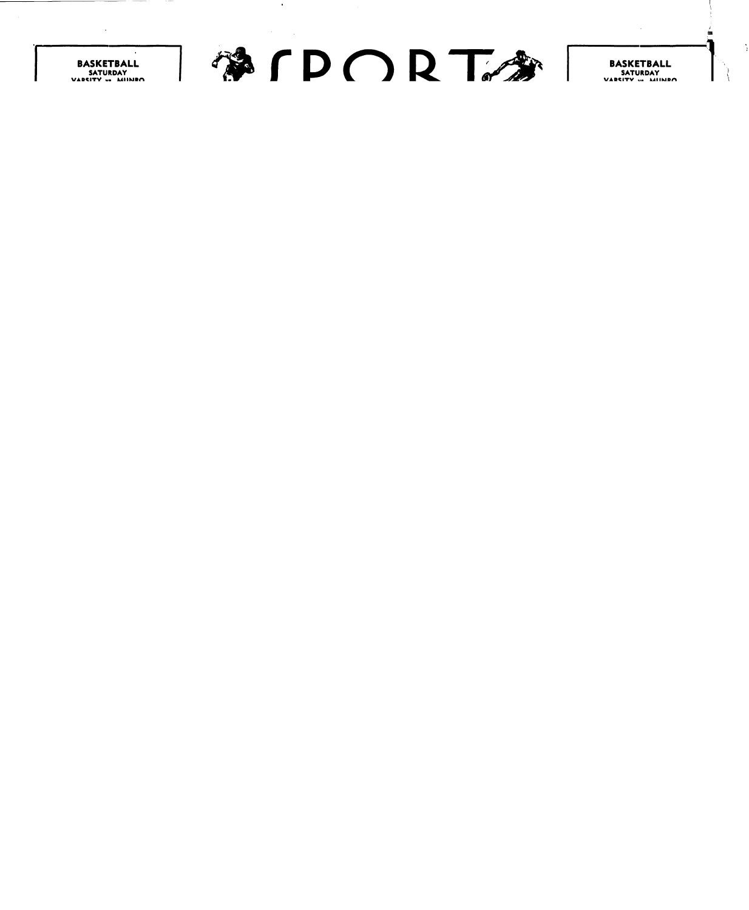**BASKETBALL**
SATURDAY
VARSITY vs. MUNRO

# SPORTS

**BASKETBALL**
SATURDAY
VARSITY vs. MUNRO